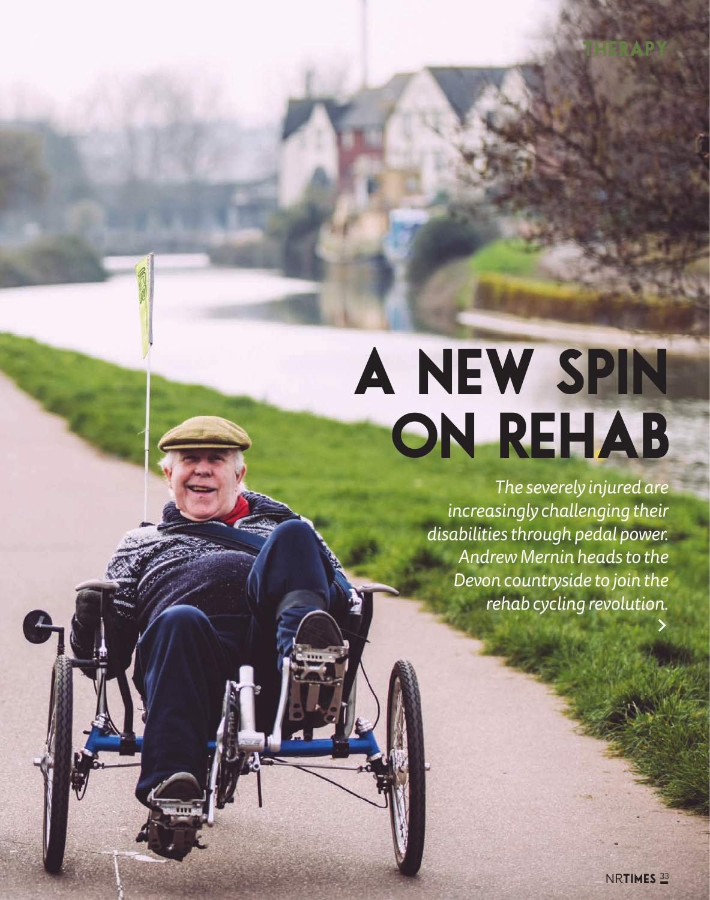# A NEW SPIN ON REHAB

*The severely injured are increasingly challenging their disabilities through pedal power. Andrew Mernin heads to the Devon countryside to join the rehab cycling revolution.*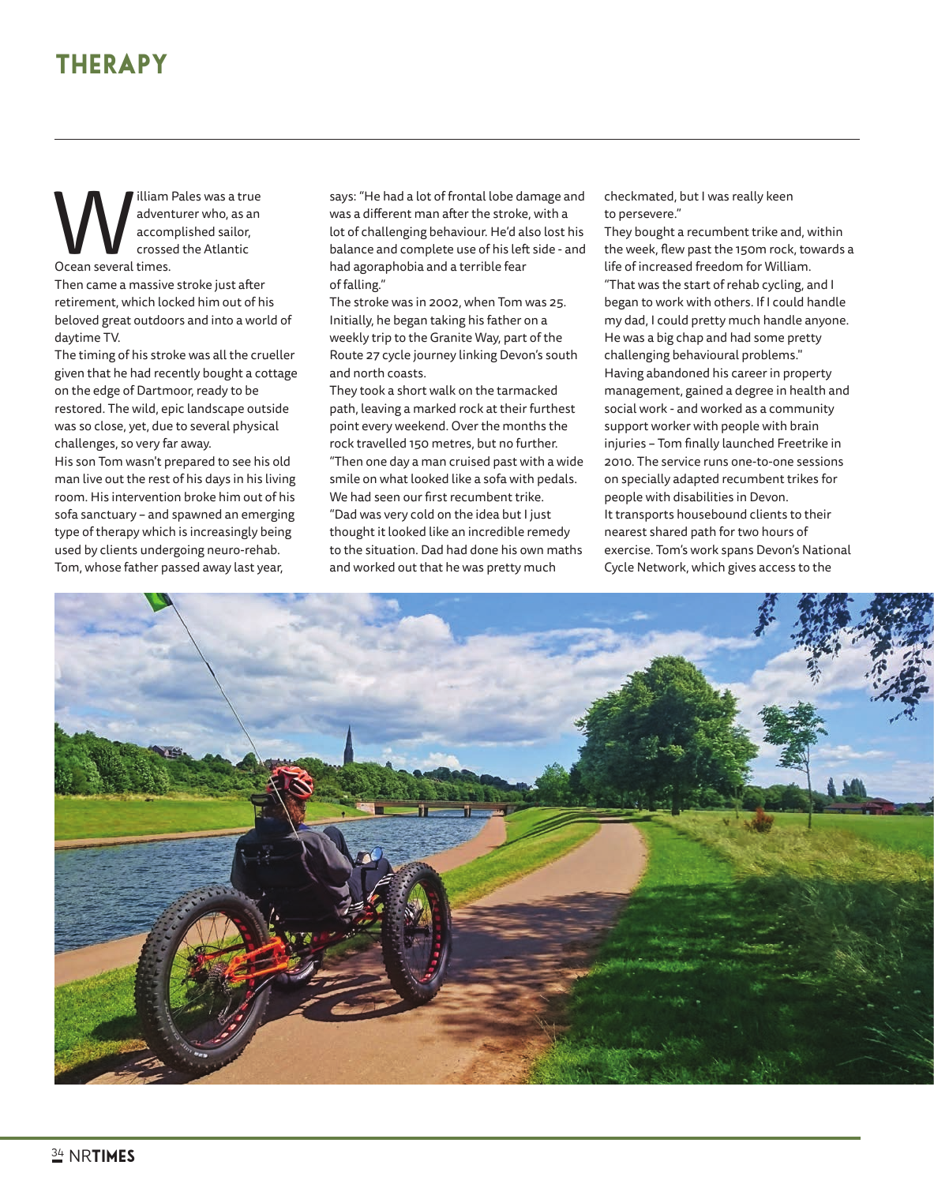# THERAPY

William Pales was a true adventurer who, as an accomplished sailor, crossed the Atlantic Ocean several times.

Then came a massive stroke just after retirement, which locked him out of his beloved great outdoors and into a world of daytime TV.

The timing of his stroke was all the crueller given that he had recently bought a cottage on the edge of Dartmoor, ready to be restored. The wild, epic landscape outside was so close, yet, due to several physical challenges, so very far away.

His son Tom wasn't prepared to see his old man live out the rest of his days in his living room. His intervention broke him out of his sofa sanctuary – and spawned an emerging type of therapy which is increasingly being used by clients undergoing neuro-rehab.

Tom, whose father passed away last year, says: "He had a lot of frontal lobe damage and was a different man after the stroke, with a lot of challenging behaviour. He'd also lost his balance and complete use of his left side - and had agoraphobia and a terrible fear of falling."

The stroke was in 2002, when Tom was 25. Initially, he began taking his father on a weekly trip to the Granite Way, part of the Route 27 cycle journey linking Devon's south and north coasts.

They took a short walk on the tarmacked path, leaving a marked rock at their furthest point every weekend. Over the months the rock travelled 150 metres, but no further.

"Then one day a man cruised past with a wide smile on what looked like a sofa with pedals. We had seen our first recumbent trike.

"Dad was very cold on the idea but I just thought it looked like an incredible remedy to the situation. Dad had done his own maths and worked out that he was pretty much checkmated, but I was really keen to persevere."

They bought a recumbent trike and, within the week, flew past the 150m rock, towards a life of increased freedom for William.

"That was the start of rehab cycling, and I began to work with others. If I could handle my dad, I could pretty much handle anyone. He was a big chap and had some pretty challenging behavioural problems."

Having abandoned his career in property management, gained a degree in health and social work - and worked as a community support worker with people with brain injuries – Tom finally launched Freetrike in 2010. The service runs one-to-one sessions on specially adapted recumbent trikes for people with disabilities in Devon.

It transports housebound clients to their nearest shared path for two hours of exercise. Tom's work spans Devon's National Cycle Network, which gives access to the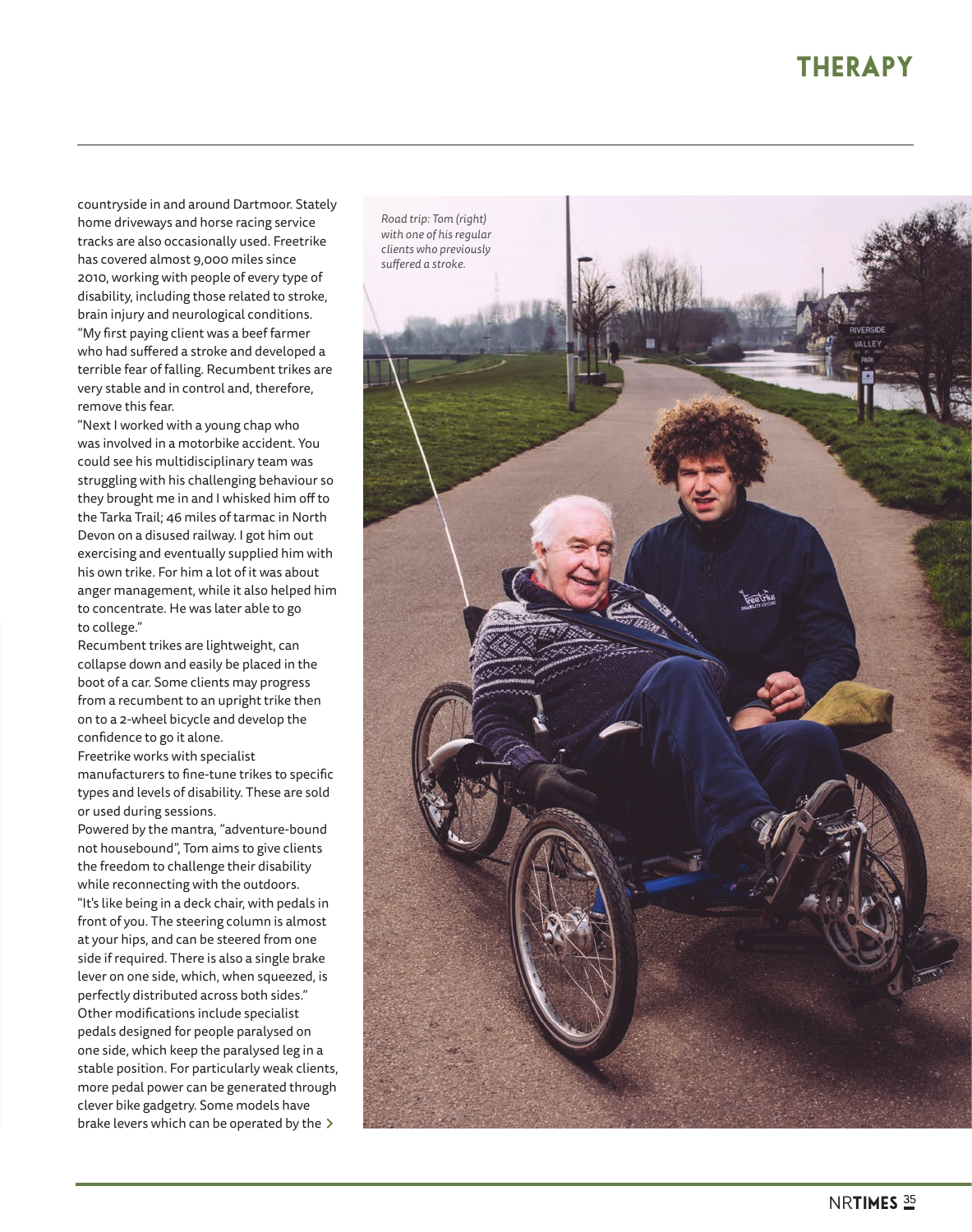countryside in and around Dartmoor. Stately home driveways and horse racing service tracks are also occasionally used. Freetrike has covered almost 9,000 miles since 2010, working with people of every type of disability, including those related to stroke, brain injury and neurological conditions.

"My first paying client was a beef farmer who had suffered a stroke and developed a terrible fear of falling. Recumbent trikes are very stable and in control and, therefore, remove this fear.

"Next I worked with a young chap who was involved in a motorbike accident. You could see his multidisciplinary team was struggling with his challenging behaviour so they brought me in and I whisked him off to the Tarka Trail; 46 miles of tarmac in North Devon on a disused railway. I got him out exercising and eventually supplied him with his own trike. For him a lot of it was about anger management, while it also helped him to concentrate. He was later able to go to college."

Recumbent trikes are lightweight, can collapse down and easily be placed in the boot of a car. Some clients may progress from a recumbent to an upright trike then on to a 2-wheel bicycle and develop the confidence to go it alone.

Freetrike works with specialist manufacturers to fine-tune trikes to specific types and levels of disability. These are sold or used during sessions.

Powered by the mantra, "adventure-bound not housebound", Tom aims to give clients the freedom to challenge their disability while reconnecting with the outdoors.

"It's like being in a deck chair, with pedals in front of you. The steering column is almost at your hips, and can be steered from one side if required. There is also a single brake lever on one side, which, when squeezed, is perfectly distributed across both sides."

Other modifications include specialist pedals designed for people paralysed on one side, which keep the paralysed leg in a stable position. For particularly weak clients, more pedal power can be generated through clever bike gadgetry. Some models have brake levers which can be operated by the >

*Road trip: Tom (right) with one of his regular clients who previously suffered a stroke.*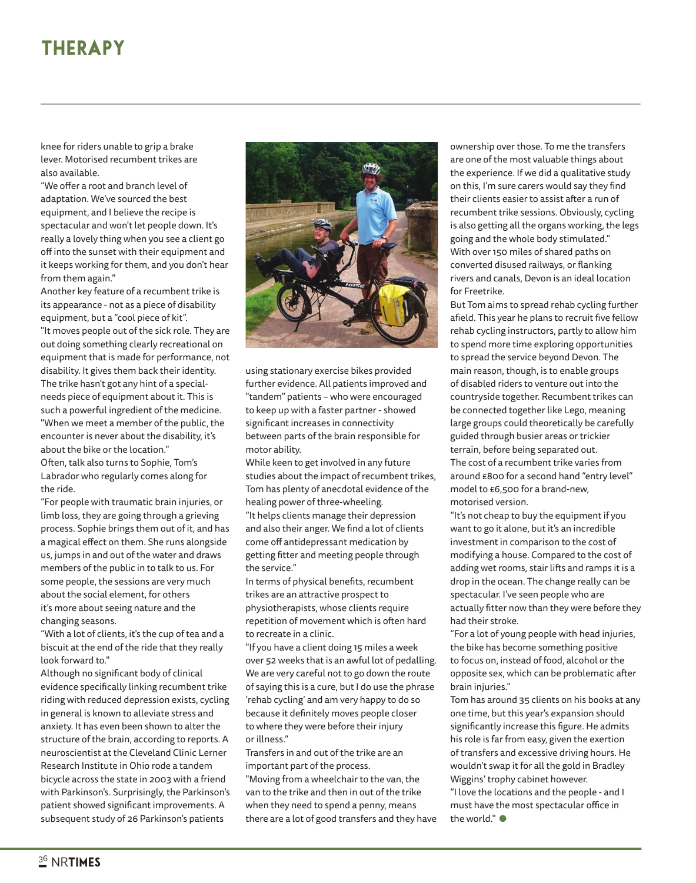knee for riders unable to grip a brake lever. Motorised recumbent trikes are also available.

"We offer a root and branch level of adaptation. We've sourced the best equipment, and I believe the recipe is spectacular and won't let people down. It's really a lovely thing when you see a client go off into the sunset with their equipment and it keeps working for them, and you don't hear from them again."

Another key feature of a recumbent trike is its appearance - not as a piece of disability equipment, but a "cool piece of kit".

"It moves people out of the sick role. They are out doing something clearly recreational on equipment that is made for performance, not disability. It gives them back their identity. The trike hasn't got any hint of a special-needs piece of equipment about it. This is such a powerful ingredient of the medicine. "When we meet a member of the public, the encounter is never about the disability, it's about the bike or the location."

Often, talk also turns to Sophie, Tom's Labrador who regularly comes along for the ride.

"For people with traumatic brain injuries, or limb loss, they are going through a grieving process. Sophie brings them out of it, and has a magical effect on them. She runs alongside us, jumps in and out of the water and draws members of the public in to talk to us. For some people, the sessions are very much about the social element, for others it's more about seeing nature and the changing seasons.

"With a lot of clients, it's the cup of tea and a biscuit at the end of the ride that they really look forward to."

Although no significant body of clinical evidence specifically linking recumbent trike riding with reduced depression exists, cycling in general is known to alleviate stress and anxiety. It has even been shown to alter the structure of the brain, according to reports. A neuroscientist at the Cleveland Clinic Lerner Research Institute in Ohio rode a tandem bicycle across the state in 2003 with a friend with Parkinson's. Surprisingly, the Parkinson's patient showed significant improvements. A subsequent study of 26 Parkinson's patients using stationary exercise bikes provided further evidence. All patients improved and "tandem" patients – who were encouraged to keep up with a faster partner - showed significant increases in connectivity between parts of the brain responsible for motor ability.

While keen to get involved in any future studies about the impact of recumbent trikes, Tom has plenty of anecdotal evidence of the healing power of three-wheeling.

"It helps clients manage their depression and also their anger. We find a lot of clients come off antidepressant medication by getting fitter and meeting people through the service."

In terms of physical benefits, recumbent trikes are an attractive prospect to physiotherapists, whose clients require repetition of movement which is often hard to recreate in a clinic.

"If you have a client doing 15 miles a week over 52 weeks that is an awful lot of pedalling. We are very careful not to go down the route of saying this is a cure, but I do use the phrase 'rehab cycling' and am very happy to do so because it definitely moves people closer to where they were before their injury or illness."

Transfers in and out of the trike are an important part of the process.

"Moving from a wheelchair to the van, the van to the trike and then in out of the trike when they need to spend a penny, means there are a lot of good transfers and they have ownership over those. To me the transfers are one of the most valuable things about the experience. If we did a qualitative study on this, I'm sure carers would say they find their clients easier to assist after a run of recumbent trike sessions. Obviously, cycling is also getting all the organs working, the legs going and the whole body stimulated."

With over 150 miles of shared paths on converted disused railways, or flanking rivers and canals, Devon is an ideal location for Freetrike.

But Tom aims to spread rehab cycling further afield. This year he plans to recruit five fellow rehab cycling instructors, partly to allow him to spend more time exploring opportunities to spread the service beyond Devon. The main reason, though, is to enable groups of disabled riders to venture out into the countryside together. Recumbent trikes can be connected together like Lego, meaning large groups could theoretically be carefully guided through busier areas or trickier terrain, before being separated out.

The cost of a recumbent trike varies from around £800 for a second hand "entry level" model to £6,500 for a brand-new, motorised version.

"It's not cheap to buy the equipment if you want to go it alone, but it's an incredible investment in comparison to the cost of modifying a house. Compared to the cost of adding wet rooms, stair lifts and ramps it is a drop in the ocean. The change really can be spectacular. I've seen people who are actually fitter now than they were before they had their stroke.

"For a lot of young people with head injuries, the bike has become something positive to focus on, instead of food, alcohol or the opposite sex, which can be problematic after brain injuries."

Tom has around 35 clients on his books at any one time, but this year's expansion should significantly increase this figure. He admits his role is far from easy, given the exertion of transfers and excessive driving hours. He wouldn't swap it for all the gold in Bradley Wiggins' trophy cabinet however.

"I love the locations and the people - and I must have the most spectacular office in the world."